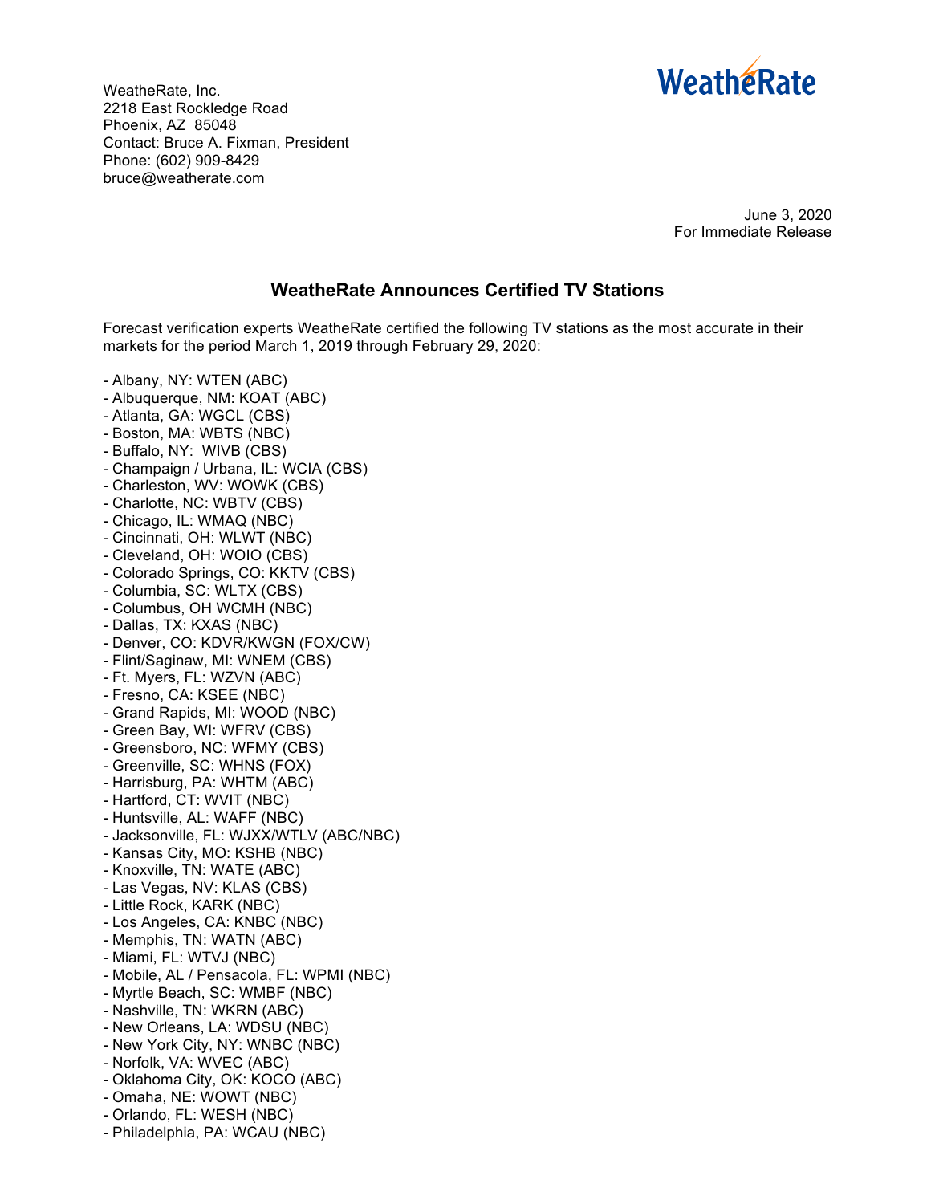WeatheRate, Inc.
2218 East Rockledge Road
Phoenix, AZ 85048
Contact: Bruce A. Fixman, President
Phone: (602) 909-8429
bruce@weatherate.com

WeatheRate

June 3, 2020
For Immediate Release

## WeatheRate Announces Certified TV Stations

Forecast verification experts WeatheRate certified the following TV stations as the most accurate in their markets for the period March 1, 2019 through February 29, 2020:

- Albany, NY: WTEN (ABC)
- Albuquerque, NM: KOAT (ABC)
- Atlanta, GA: WGCL (CBS)
- Boston, MA: WBTS (NBC)
- Buffalo, NY: WIVB (CBS)
- Champaign / Urbana, IL: WCIA (CBS)
- Charleston, WV: WOWK (CBS)
- Charlotte, NC: WBTV (CBS)
- Chicago, IL: WMAQ (NBC)
- Cincinnati, OH: WLWT (NBC)
- Cleveland, OH: WOIO (CBS)
- Colorado Springs, CO: KKTV (CBS)
- Columbia, SC: WLTX (CBS)
- Columbus, OH WCMH (NBC)
- Dallas, TX: KXAS (NBC)
- Denver, CO: KDVR/KWGN (FOX/CW)
- Flint/Saginaw, MI: WNEM (CBS)
- Ft. Myers, FL: WZVN (ABC)
- Fresno, CA: KSEE (NBC)
- Grand Rapids, MI: WOOD (NBC)
- Green Bay, WI: WFRV (CBS)
- Greensboro, NC: WFMY (CBS)
- Greenville, SC: WHNS (FOX)
- Harrisburg, PA: WHTM (ABC)
- Hartford, CT: WVIT (NBC)
- Huntsville, AL: WAFF (NBC)
- Jacksonville, FL: WJXX/WTLV (ABC/NBC)
- Kansas City, MO: KSHB (NBC)
- Knoxville, TN: WATE (ABC)
- Las Vegas, NV: KLAS (CBS)
- Little Rock, KARK (NBC)
- Los Angeles, CA: KNBC (NBC)
- Memphis, TN: WATN (ABC)
- Miami, FL: WTVJ (NBC)
- Mobile, AL / Pensacola, FL: WPMI (NBC)
- Myrtle Beach, SC: WMBF (NBC)
- Nashville, TN: WKRN (ABC)
- New Orleans, LA: WDSU (NBC)
- New York City, NY: WNBC (NBC)
- Norfolk, VA: WVEC (ABC)
- Oklahoma City, OK: KOCO (ABC)
- Omaha, NE: WOWT (NBC)
- Orlando, FL: WESH (NBC)
- Philadelphia, PA: WCAU (NBC)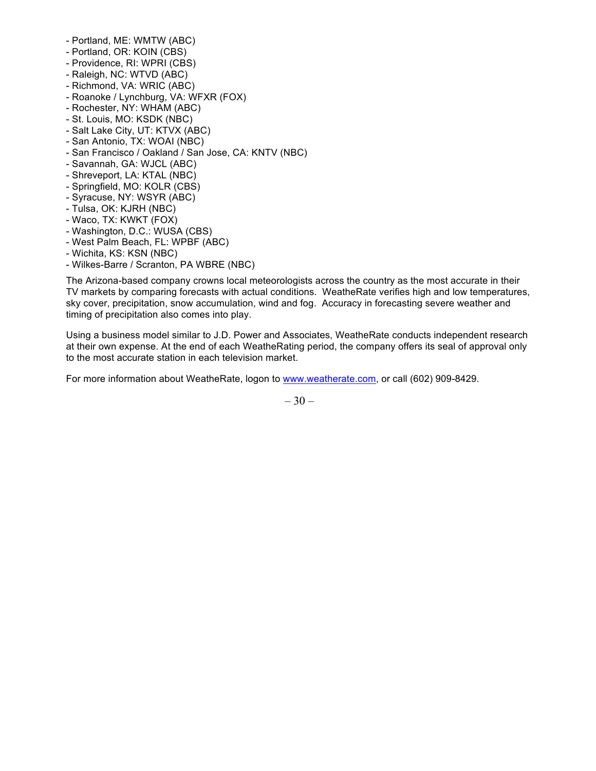- Portland, ME: WMTW (ABC)
- Portland, OR: KOIN (CBS)
- Providence, RI: WPRI (CBS)
- Raleigh, NC: WTVD (ABC)
- Richmond, VA: WRIC (ABC)
- Roanoke / Lynchburg, VA: WFXR (FOX)
- Rochester, NY: WHAM (ABC)
- St. Louis, MO: KSDK (NBC)
- Salt Lake City, UT: KTVX (ABC)
- San Antonio, TX: WOAI (NBC)
- San Francisco / Oakland / San Jose, CA: KNTV (NBC)
- Savannah, GA: WJCL (ABC)
- Shreveport, LA: KTAL (NBC)
- Springfield, MO: KOLR (CBS)
- Syracuse, NY: WSYR (ABC)
- Tulsa, OK: KJRH (NBC)
- Waco, TX: KWKT (FOX)
- Washington, D.C.: WUSA (CBS)
- West Palm Beach, FL: WPBF (ABC)
- Wichita, KS: KSN (NBC)
- Wilkes-Barre / Scranton, PA WBRE (NBC)

The Arizona-based company crowns local meteorologists across the country as the most accurate in their TV markets by comparing forecasts with actual conditions. WeatheRate verifies high and low temperatures, sky cover, precipitation, snow accumulation, wind and fog. Accuracy in forecasting severe weather and timing of precipitation also comes into play.

Using a business model similar to J.D. Power and Associates, WeatheRate conducts independent research at their own expense. At the end of each WeatheRating period, the company offers its seal of approval only to the most accurate station in each television market.

For more information about WeatheRate, logon to www.weatherate.com, or call (602) 909-8429.